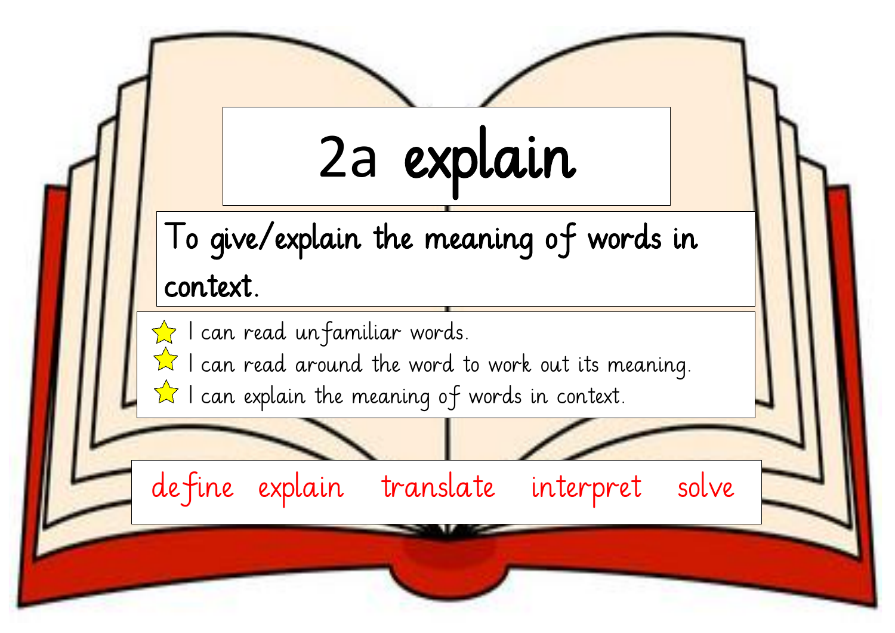# 2a explain

**To give/explain the meaning of words in context.**

- ☆ I can read unfamiliar words.
- ☆ I can read around the word to work out its meaning.
- ☆ I can explain the meaning of words in context.

define   explain   translate   interpret   solve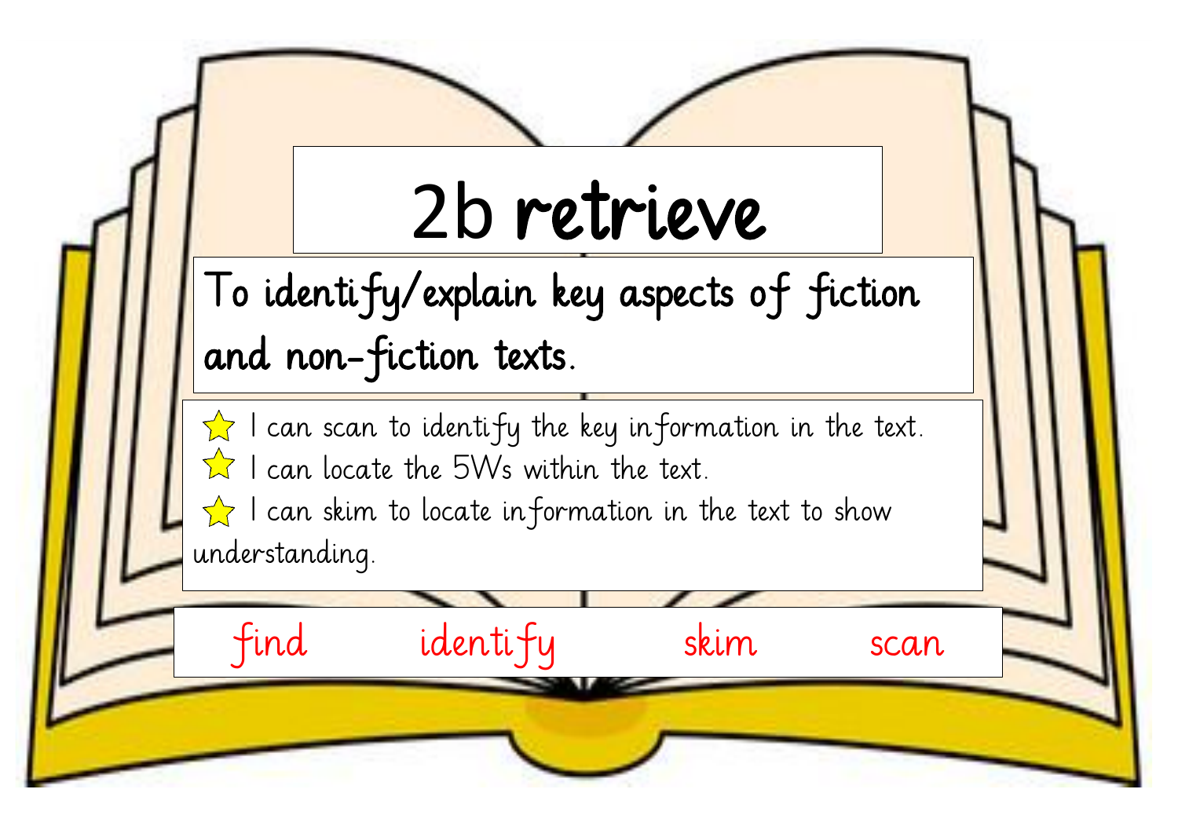# 2b retrieve

**To identify/explain key aspects of fiction and non-fiction texts.**

- ⭐ I can scan to identify the key information in the text.
- ⭐ I can locate the 5Ws within the text.
- ⭐ I can skim to locate information in the text to show understanding.

find identify skim scan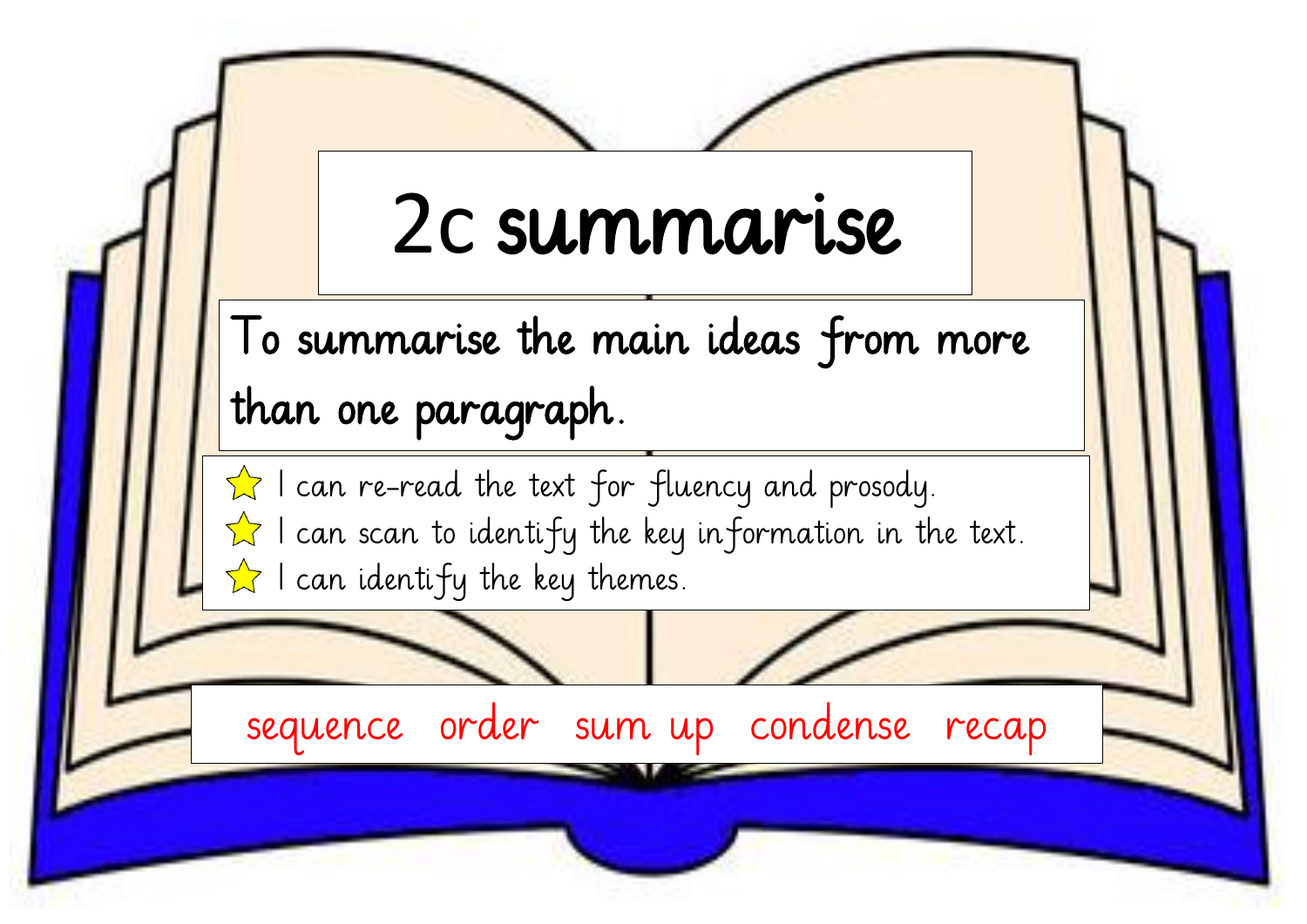# 2c summarise

**To summarise the main ideas from more than one paragraph.**

- ⭐ I can re-read the text for fluency and prosody.
- ⭐ I can scan to identify the key information in the text.
- ⭐ I can identify the key themes.

sequence order sum up condense recap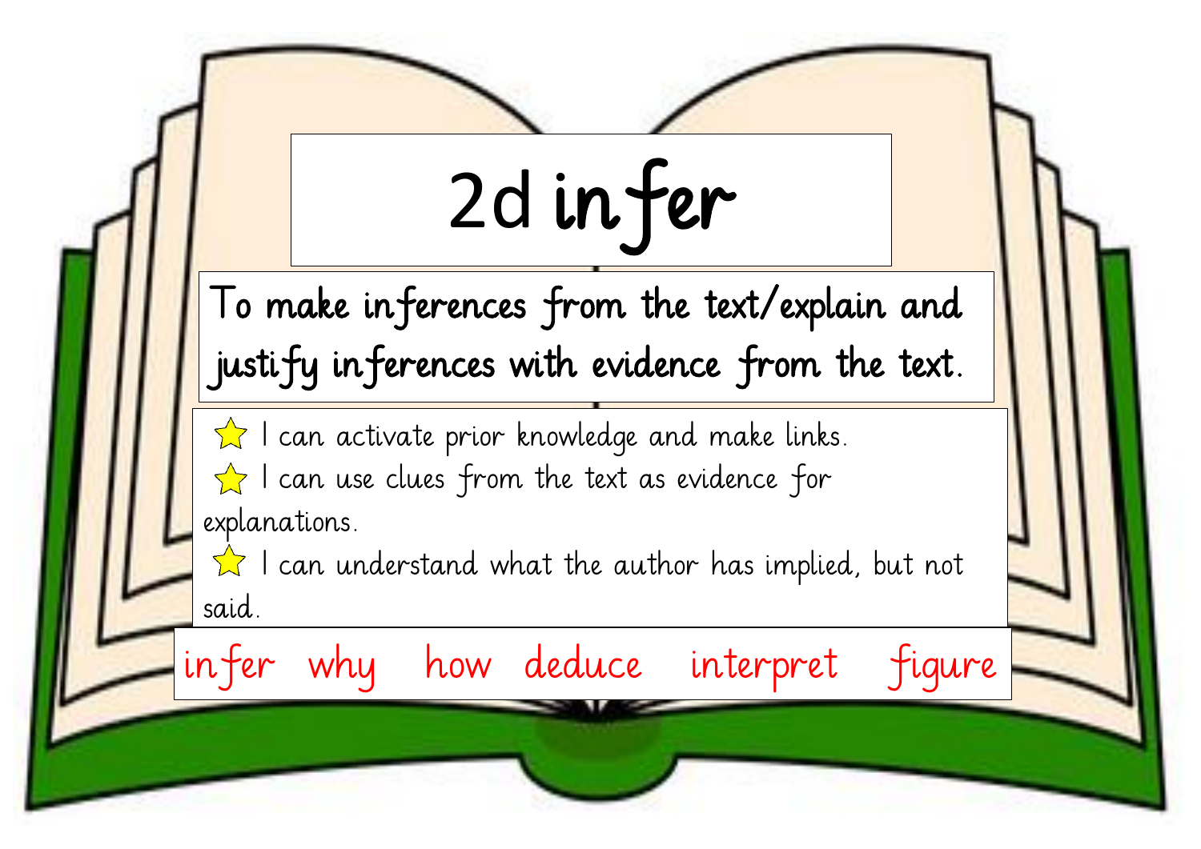# 2d infer

**To make inferences from the text/explain and justify inferences with evidence from the text.**

- ⭐ I can activate prior knowledge and make links.
- ⭐ I can use clues from the text as evidence for explanations.
- ⭐ I can understand what the author has implied, but not said.

infer why how deduce interpret figure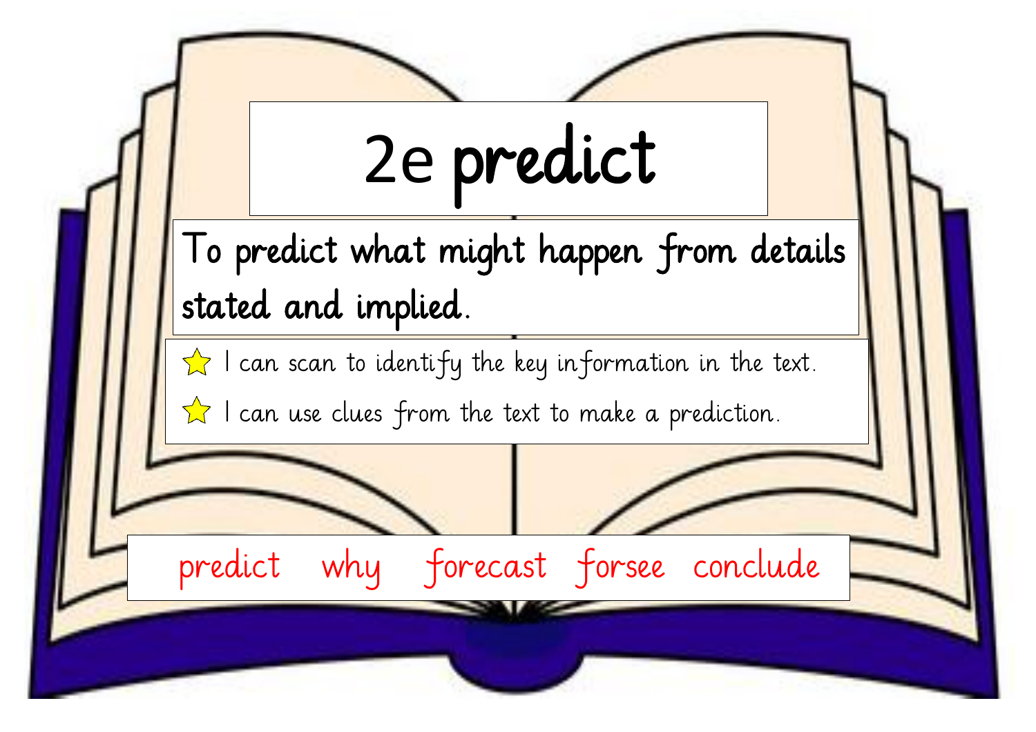# 2e predict

**To predict what might happen from details stated and implied.**

- ⭐ I can scan to identify the key information in the text.
- ⭐ I can use clues from the text to make a prediction.

predict why forecast forsee conclude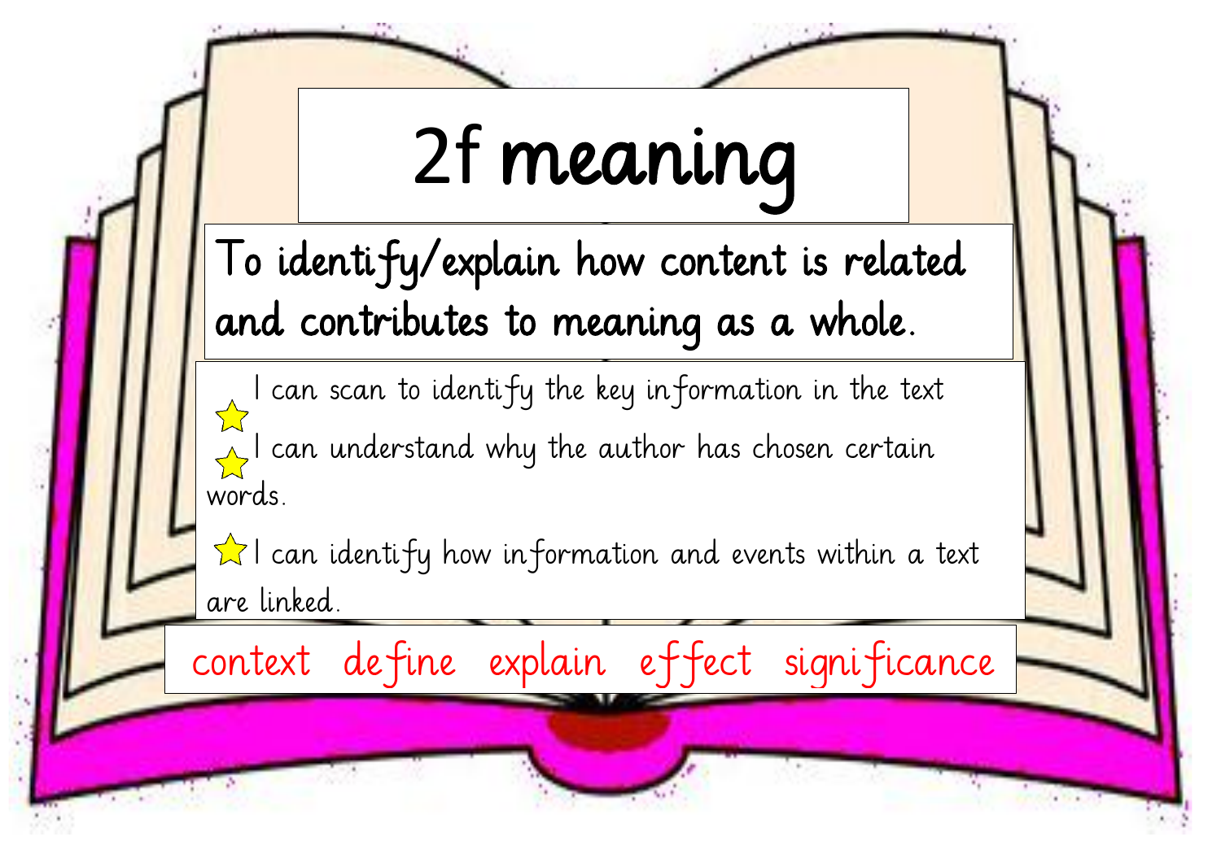# 2f meaning

**To identify/explain how content is related and contributes to meaning as a whole.**

- ⭐ I can scan to identify the key information in the text
- ⭐ I can understand why the author has chosen certain words.
- ⭐ I can identify how information and events within a text are linked.

context define explain effect significance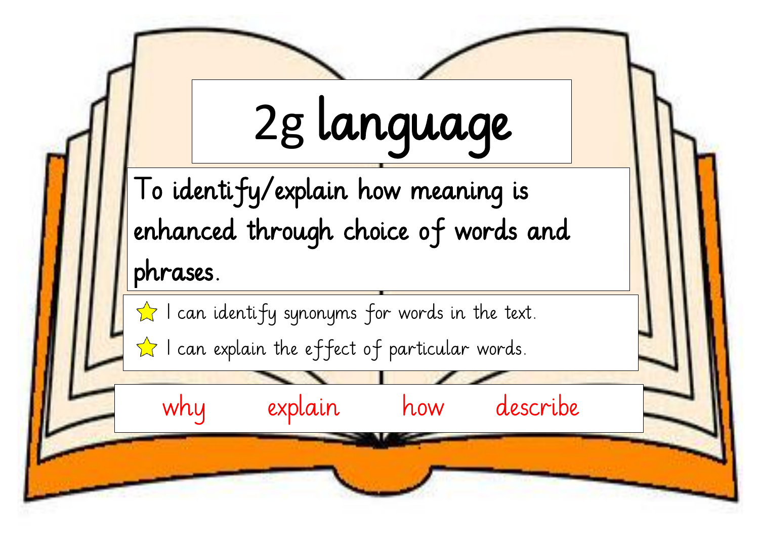# 2g language

**To identify/explain how meaning is enhanced through choice of words and phrases.**

- ⭐ I can identify synonyms for words in the text.
- ⭐ I can explain the effect of particular words.

why explain how describe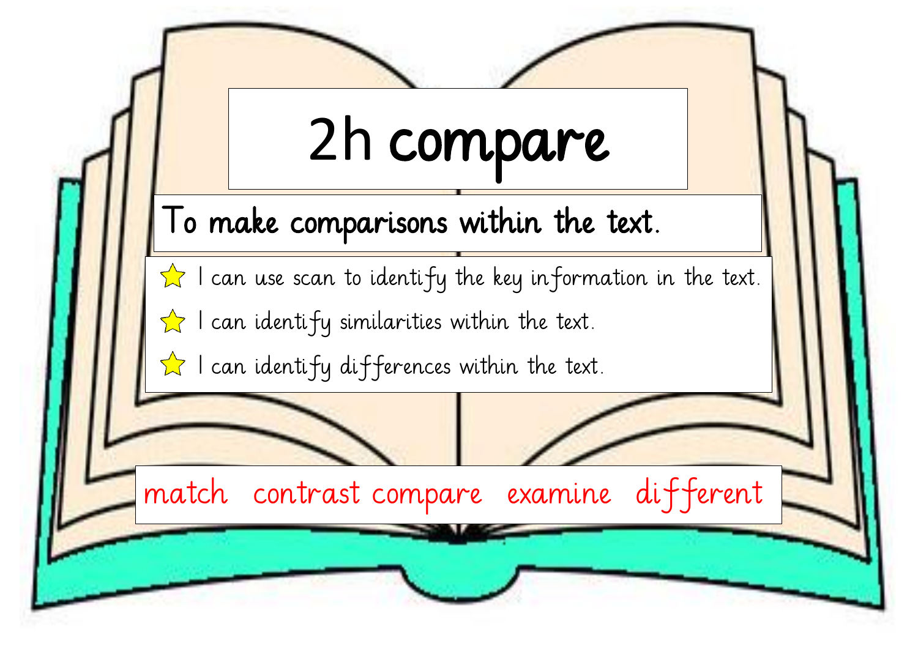# 2h compare

## To make comparisons within the text.

- ⭐ I can use scan to identify the key information in the text.
- ⭐ I can identify similarities within the text.
- ⭐ I can identify differences within the text.

match contrast compare examine different